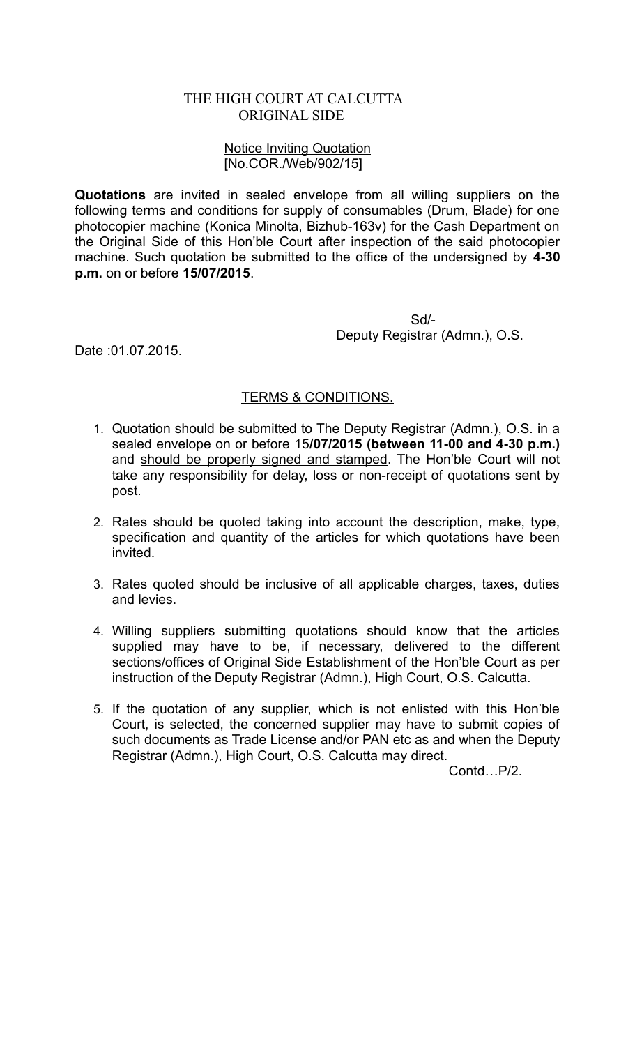# THE HIGH COURT AT CALCUTTA
## ORIGINAL SIDE

Notice Inviting Quotation
[No.COR./Web/902/15]

**Quotations** are invited in sealed envelope from all willing suppliers on the following terms and conditions for supply of consumables (Drum, Blade) for one photocopier machine (Konica Minolta, Bizhub-163v) for the Cash Department on the Original Side of this Hon'ble Court after inspection of the said photocopier machine. Such quotation be submitted to the office of the undersigned by **4-30 p.m.** on or before **15/07/2015**.

Sd/-
Deputy Registrar (Admn.), O.S.

Date :01.07.2015.

### TERMS & CONDITIONS.

1. Quotation should be submitted to The Deputy Registrar (Admn.), O.S. in a sealed envelope on or before 15**/07/2015 (between 11-00 and 4-30 p.m.)** and should be properly signed and stamped. The Hon'ble Court will not take any responsibility for delay, loss or non-receipt of quotations sent by post.

2. Rates should be quoted taking into account the description, make, type, specification and quantity of the articles for which quotations have been invited.

3. Rates quoted should be inclusive of all applicable charges, taxes, duties and levies.

4. Willing suppliers submitting quotations should know that the articles supplied may have to be, if necessary, delivered to the different sections/offices of Original Side Establishment of the Hon'ble Court as per instruction of the Deputy Registrar (Admn.), High Court, O.S. Calcutta.

5. If the quotation of any supplier, which is not enlisted with this Hon'ble Court, is selected, the concerned supplier may have to submit copies of such documents as Trade License and/or PAN etc as and when the Deputy Registrar (Admn.), High Court, O.S. Calcutta may direct.

Contd…P/2.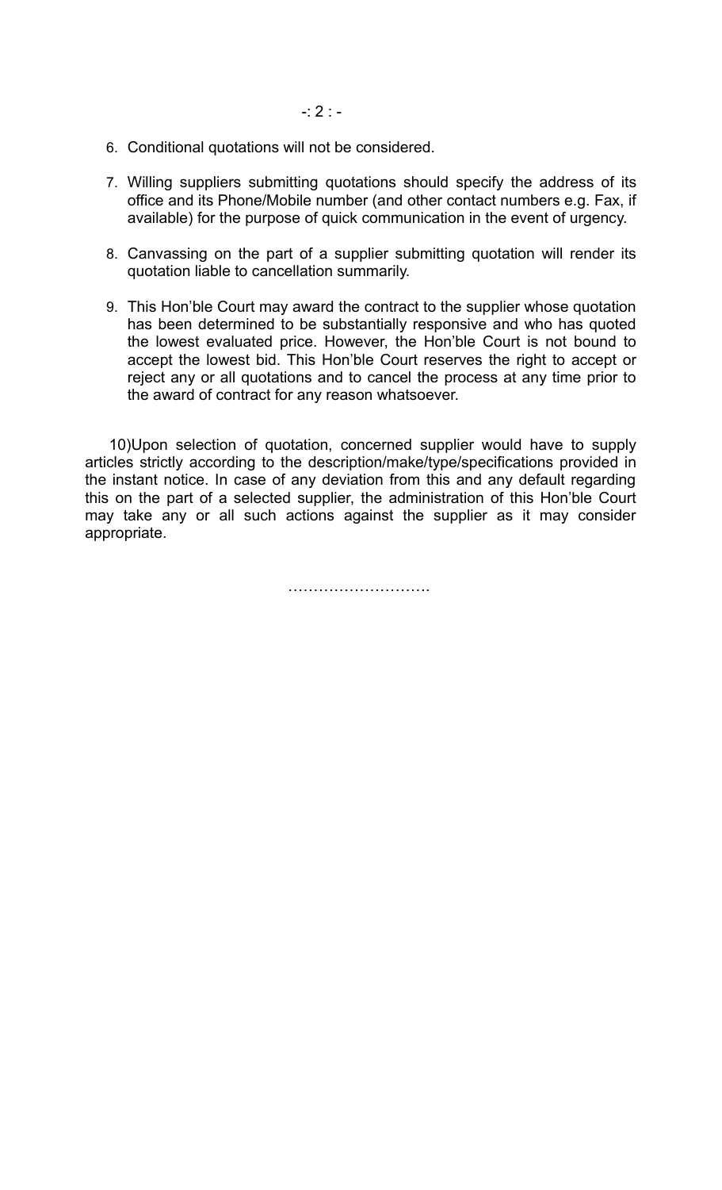6. Conditional quotations will not be considered.

7. Willing suppliers submitting quotations should specify the address of its office and its Phone/Mobile number (and other contact numbers e.g. Fax, if available) for the purpose of quick communication in the event of urgency.

8. Canvassing on the part of a supplier submitting quotation will render its quotation liable to cancellation summarily.

9. This Hon'ble Court may award the contract to the supplier whose quotation has been determined to be substantially responsive and who has quoted the lowest evaluated price. However, the Hon'ble Court is not bound to accept the lowest bid. This Hon'ble Court reserves the right to accept or reject any or all quotations and to cancel the process at any time prior to the award of contract for any reason whatsoever.

10)Upon selection of quotation, concerned supplier would have to supply articles strictly according to the description/make/type/specifications provided in the instant notice. In case of any deviation from this and any default regarding this on the part of a selected supplier, the administration of this Hon'ble Court may take any or all such actions against the supplier as it may consider appropriate.

……………………….